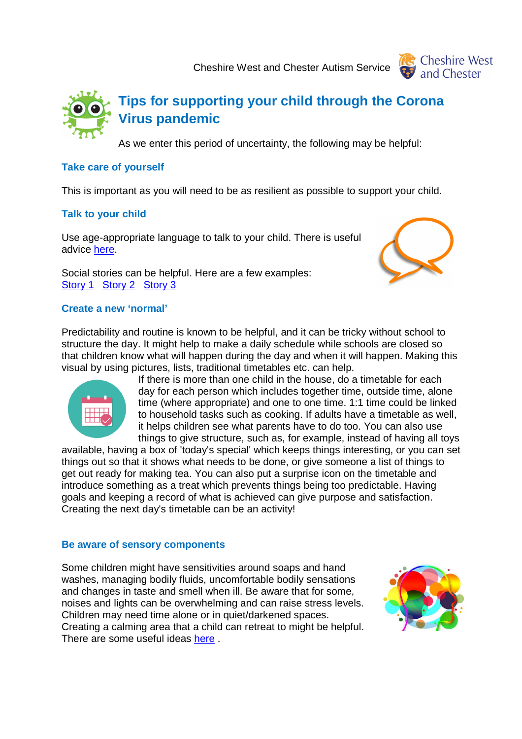Cheshire West and Chester Autism Service

# Tips for supporting your child through the Corona Virus pandemic

As we enter this period of uncertainty, the following may be helpful:

## Take care of yourself

This is important as you will need to be as resilient as possible to support your child.

## Talk to your child

Use age-appropriate language to talk to your child. There is useful advice here.

Social stories can be helpful. Here are a few examples:
Story 1 Story 2 Story 3

## Create a new 'normal'

Predictability and routine is known to be helpful, and it can be tricky without school to structure the day. It might help to make a daily schedule while schools are closed so that children know what will happen during the day and when it will happen. Making this visual by using pictures, lists, traditional timetables etc. can help.

If there is more than one child in the house, do a timetable for each day for each person which includes together time, outside time, alone time (where appropriate) and one to one time. 1:1 time could be linked to household tasks such as cooking. If adults have a timetable as well, it helps children see what parents have to do too. You can also use things to give structure, such as, for example, instead of having all toys available, having a box of 'today's special' which keeps things interesting, or you can set things out so that it shows what needs to be done, or give someone a list of things to get out ready for making tea. You can also put a surprise icon on the timetable and introduce something as a treat which prevents things being too predictable. Having goals and keeping a record of what is achieved can give purpose and satisfaction. Creating the next day's timetable can be an activity!

## Be aware of sensory components

Some children might have sensitivities around soaps and hand washes, managing bodily fluids, uncomfortable bodily sensations and changes in taste and smell when ill. Be aware that for some, noises and lights can be overwhelming and can raise stress levels. Children may need time alone or in quiet/darkened spaces. Creating a calming area that a child can retreat to might be helpful. There are some useful ideas here .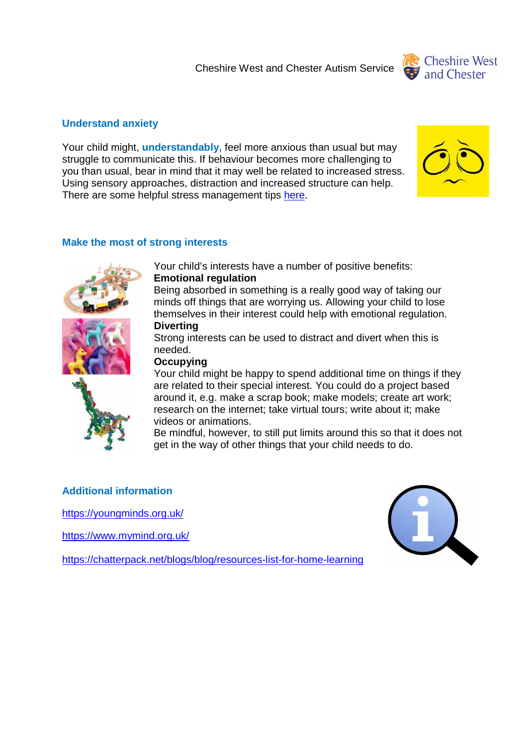## Understand anxiety

Your child might, **understandably**, feel more anxious than usual but may struggle to communicate this. If behaviour becomes more challenging to you than usual, bear in mind that it may well be related to increased stress. Using sensory approaches, distraction and increased structure can help. There are some helpful stress management tips here.

## Make the most of strong interests

Your child's interests have a number of positive benefits:

**Emotional regulation**
Being absorbed in something is a really good way of taking our minds off things that are worrying us. Allowing your child to lose themselves in their interest could help with emotional regulation.

**Diverting**
Strong interests can be used to distract and divert when this is needed.

**Occupying**
Your child might be happy to spend additional time on things if they are related to their special interest. You could do a project based around it, e.g. make a scrap book; make models; create art work; research on the internet; take virtual tours; write about it; make videos or animations.

Be mindful, however, to still put limits around this so that it does not get in the way of other things that your child needs to do.

## Additional information

https://youngminds.org.uk/

https://www.mymind.org.uk/

https://chatterpack.net/blogs/blog/resources-list-for-home-learning